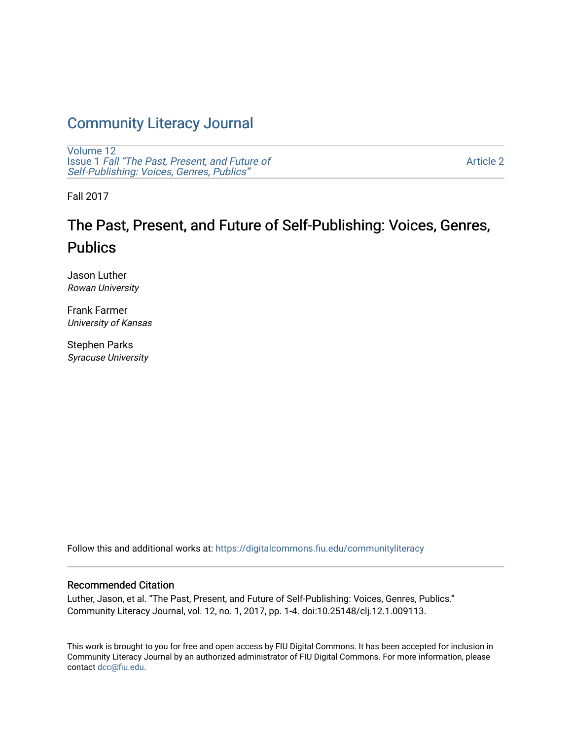# Community Literacy Journal

Volume 12
Issue 1 *Fall "The Past, Present, and Future of Self-Publishing: Voices, Genres, Publics"*

Article 2

Fall 2017

## The Past, Present, and Future of Self-Publishing: Voices, Genres, Publics

Jason Luther
*Rowan University*

Frank Farmer
*University of Kansas*

Stephen Parks
*Syracuse University*

Follow this and additional works at: https://digitalcommons.fiu.edu/communityliteracy

### Recommended Citation

Luther, Jason, et al. "The Past, Present, and Future of Self-Publishing: Voices, Genres, Publics." Community Literacy Journal, vol. 12, no. 1, 2017, pp. 1-4. doi:10.25148/clj.12.1.009113.

This work is brought to you for free and open access by FIU Digital Commons. It has been accepted for inclusion in Community Literacy Journal by an authorized administrator of FIU Digital Commons. For more information, please contact dcc@fiu.edu.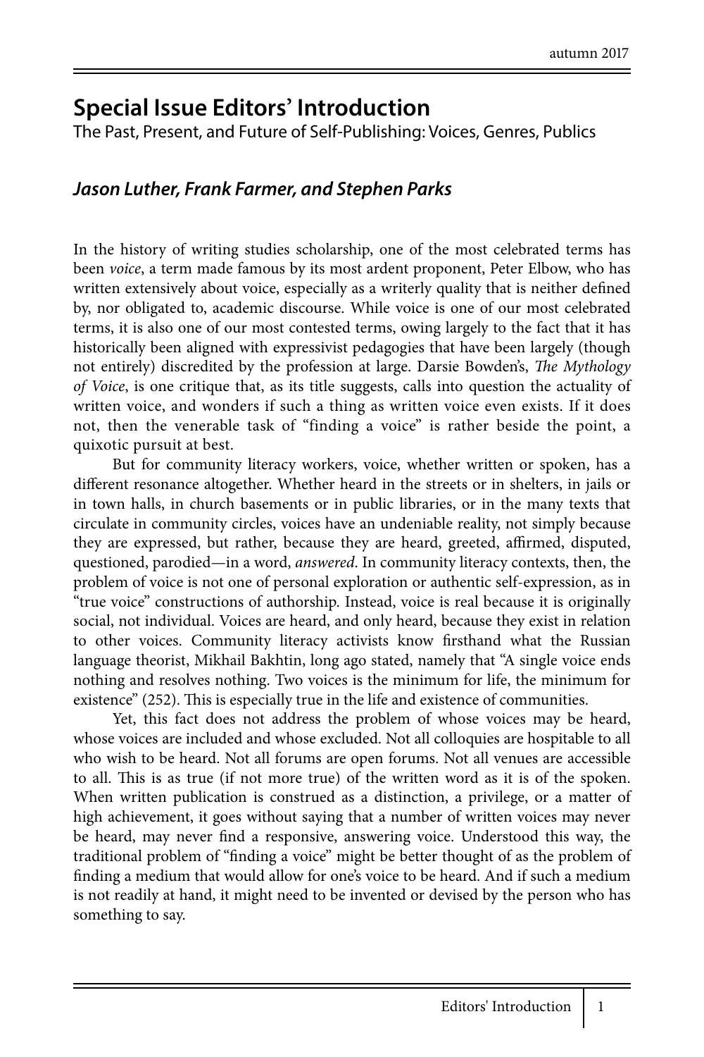# Special Issue Editors' Introduction

The Past, Present, and Future of Self-Publishing: Voices, Genres, Publics

### *Jason Luther, Frank Farmer, and Stephen Parks*

In the history of writing studies scholarship, one of the most celebrated terms has been *voice*, a term made famous by its most ardent proponent, Peter Elbow, who has written extensively about voice, especially as a writerly quality that is neither defined by, nor obligated to, academic discourse. While voice is one of our most celebrated terms, it is also one of our most contested terms, owing largely to the fact that it has historically been aligned with expressivist pedagogies that have been largely (though not entirely) discredited by the profession at large. Darsie Bowden's, *The Mythology of Voice*, is one critique that, as its title suggests, calls into question the actuality of written voice, and wonders if such a thing as written voice even exists. If it does not, then the venerable task of "finding a voice" is rather beside the point, a quixotic pursuit at best.

But for community literacy workers, voice, whether written or spoken, has a different resonance altogether. Whether heard in the streets or in shelters, in jails or in town halls, in church basements or in public libraries, or in the many texts that circulate in community circles, voices have an undeniable reality, not simply because they are expressed, but rather, because they are heard, greeted, affirmed, disputed, questioned, parodied—in a word, *answered*. In community literacy contexts, then, the problem of voice is not one of personal exploration or authentic self-expression, as in "true voice" constructions of authorship. Instead, voice is real because it is originally social, not individual. Voices are heard, and only heard, because they exist in relation to other voices. Community literacy activists know firsthand what the Russian language theorist, Mikhail Bakhtin, long ago stated, namely that "A single voice ends nothing and resolves nothing. Two voices is the minimum for life, the minimum for existence" (252). This is especially true in the life and existence of communities.

Yet, this fact does not address the problem of whose voices may be heard, whose voices are included and whose excluded. Not all colloquies are hospitable to all who wish to be heard. Not all forums are open forums. Not all venues are accessible to all. This is as true (if not more true) of the written word as it is of the spoken. When written publication is construed as a distinction, a privilege, or a matter of high achievement, it goes without saying that a number of written voices may never be heard, may never find a responsive, answering voice. Understood this way, the traditional problem of "finding a voice" might be better thought of as the problem of finding a medium that would allow for one's voice to be heard. And if such a medium is not readily at hand, it might need to be invented or devised by the person who has something to say.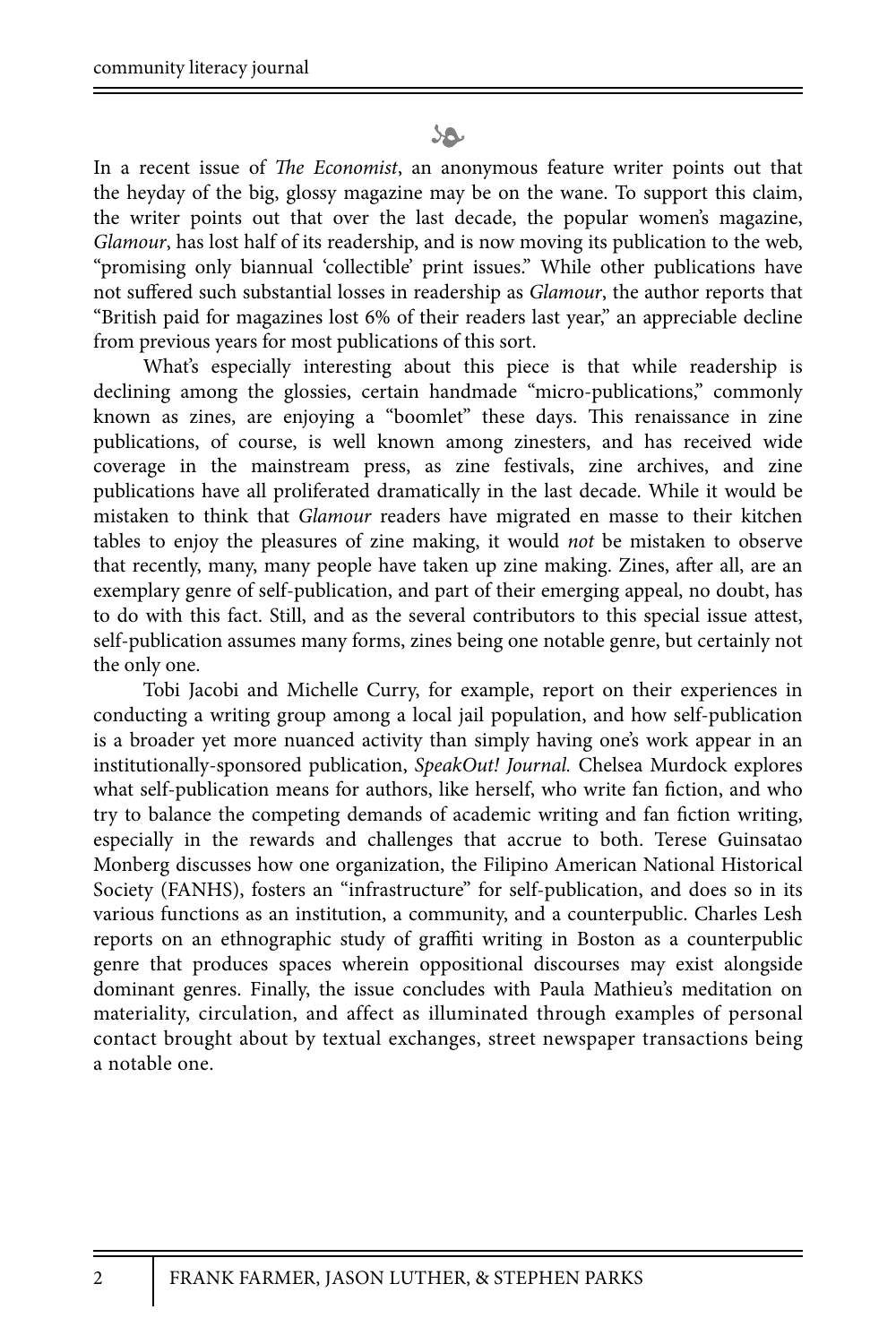In a recent issue of *The Economist*, an anonymous feature writer points out that the heyday of the big, glossy magazine may be on the wane. To support this claim, the writer points out that over the last decade, the popular women's magazine, *Glamour*, has lost half of its readership, and is now moving its publication to the web, "promising only biannual 'collectible' print issues." While other publications have not suffered such substantial losses in readership as *Glamour*, the author reports that "British paid for magazines lost 6% of their readers last year," an appreciable decline from previous years for most publications of this sort.

What's especially interesting about this piece is that while readership is declining among the glossies, certain handmade "micro-publications," commonly known as zines, are enjoying a "boomlet" these days. This renaissance in zine publications, of course, is well known among zinesters, and has received wide coverage in the mainstream press, as zine festivals, zine archives, and zine publications have all proliferated dramatically in the last decade. While it would be mistaken to think that *Glamour* readers have migrated en masse to their kitchen tables to enjoy the pleasures of zine making, it would *not* be mistaken to observe that recently, many, many people have taken up zine making. Zines, after all, are an exemplary genre of self-publication, and part of their emerging appeal, no doubt, has to do with this fact. Still, and as the several contributors to this special issue attest, self-publication assumes many forms, zines being one notable genre, but certainly not the only one.

Tobi Jacobi and Michelle Curry, for example, report on their experiences in conducting a writing group among a local jail population, and how self-publication is a broader yet more nuanced activity than simply having one's work appear in an institutionally-sponsored publication, *SpeakOut! Journal.* Chelsea Murdock explores what self-publication means for authors, like herself, who write fan fiction, and who try to balance the competing demands of academic writing and fan fiction writing, especially in the rewards and challenges that accrue to both. Terese Guinsatao Monberg discusses how one organization, the Filipino American National Historical Society (FANHS), fosters an "infrastructure" for self-publication, and does so in its various functions as an institution, a community, and a counterpublic. Charles Lesh reports on an ethnographic study of graffiti writing in Boston as a counterpublic genre that produces spaces wherein oppositional discourses may exist alongside dominant genres. Finally, the issue concludes with Paula Mathieu's meditation on materiality, circulation, and affect as illuminated through examples of personal contact brought about by textual exchanges, street newspaper transactions being a notable one.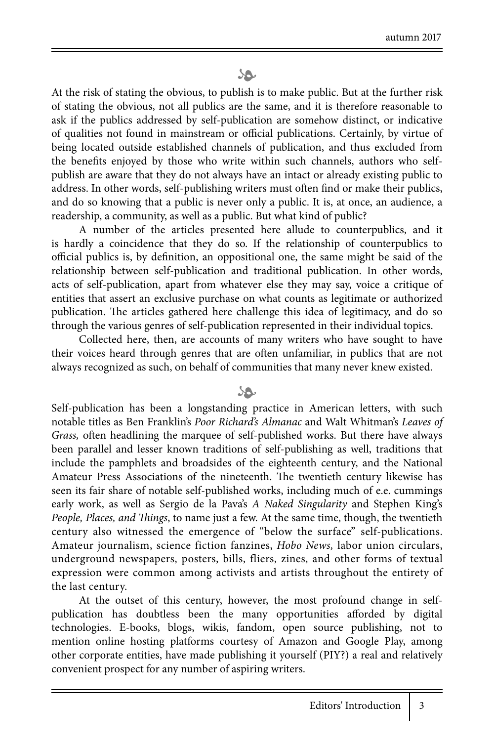At the risk of stating the obvious, to publish is to make public. But at the further risk of stating the obvious, not all publics are the same, and it is therefore reasonable to ask if the publics addressed by self-publication are somehow distinct, or indicative of qualities not found in mainstream or official publications. Certainly, by virtue of being located outside established channels of publication, and thus excluded from the benefits enjoyed by those who write within such channels, authors who self-publish are aware that they do not always have an intact or already existing public to address. In other words, self-publishing writers must often find or make their publics, and do so knowing that a public is never only a public. It is, at once, an audience, a readership, a community, as well as a public. But what kind of public?

A number of the articles presented here allude to counterpublics, and it is hardly a coincidence that they do so. If the relationship of counterpublics to official publics is, by definition, an oppositional one, the same might be said of the relationship between self-publication and traditional publication. In other words, acts of self-publication, apart from whatever else they may say, voice a critique of entities that assert an exclusive purchase on what counts as legitimate or authorized publication. The articles gathered here challenge this idea of legitimacy, and do so through the various genres of self-publication represented in their individual topics.

Collected here, then, are accounts of many writers who have sought to have their voices heard through genres that are often unfamiliar, in publics that are not always recognized as such, on behalf of communities that many never knew existed.

Self-publication has been a longstanding practice in American letters, with such notable titles as Ben Franklin's *Poor Richard's Almanac* and Walt Whitman's *Leaves of Grass,* often headlining the marquee of self-published works. But there have always been parallel and lesser known traditions of self-publishing as well, traditions that include the pamphlets and broadsides of the eighteenth century, and the National Amateur Press Associations of the nineteenth. The twentieth century likewise has seen its fair share of notable self-published works, including much of e.e. cummings early work, as well as Sergio de la Pava's *A Naked Singularity* and Stephen King's *People, Places, and Things*, to name just a few. At the same time, though, the twentieth century also witnessed the emergence of "below the surface" self-publications. Amateur journalism, science fiction fanzines, *Hobo News,* labor union circulars, underground newspapers, posters, bills, fliers, zines, and other forms of textual expression were common among activists and artists throughout the entirety of the last century.

At the outset of this century, however, the most profound change in self-publication has doubtless been the many opportunities afforded by digital technologies. E-books, blogs, wikis, fandom, open source publishing, not to mention online hosting platforms courtesy of Amazon and Google Play, among other corporate entities, have made publishing it yourself (PIY?) a real and relatively convenient prospect for any number of aspiring writers.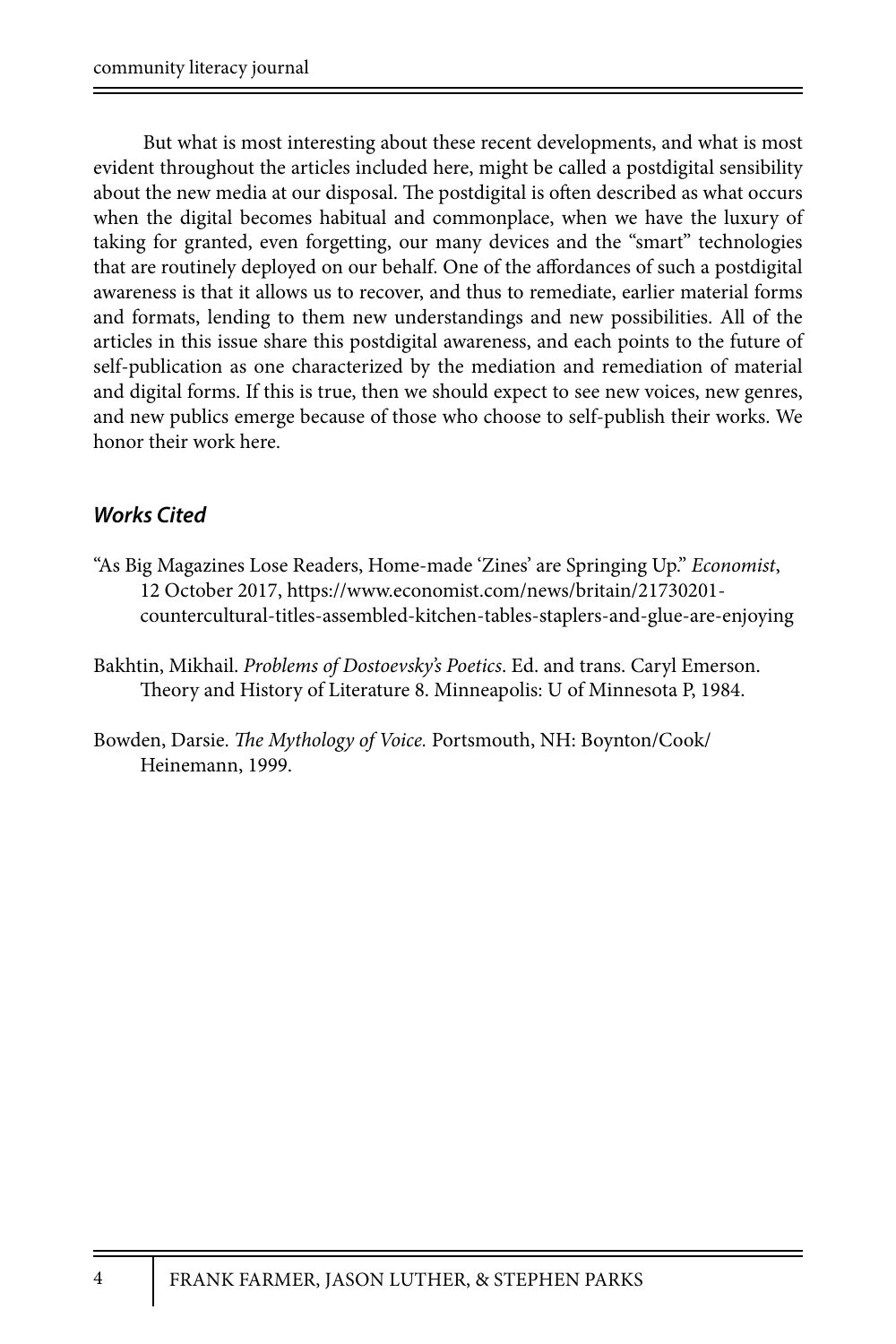But what is most interesting about these recent developments, and what is most evident throughout the articles included here, might be called a postdigital sensibility about the new media at our disposal. The postdigital is often described as what occurs when the digital becomes habitual and commonplace, when we have the luxury of taking for granted, even forgetting, our many devices and the "smart" technologies that are routinely deployed on our behalf. One of the affordances of such a postdigital awareness is that it allows us to recover, and thus to remediate, earlier material forms and formats, lending to them new understandings and new possibilities. All of the articles in this issue share this postdigital awareness, and each points to the future of self-publication as one characterized by the mediation and remediation of material and digital forms. If this is true, then we should expect to see new voices, new genres, and new publics emerge because of those who choose to self-publish their works. We honor their work here.

### *Works Cited*

"As Big Magazines Lose Readers, Home-made 'Zines' are Springing Up." *Economist*, 12 October 2017, https://www.economist.com/news/britain/21730201-countercultural-titles-assembled-kitchen-tables-staplers-and-glue-are-enjoying

Bakhtin, Mikhail. *Problems of Dostoevsky's Poetics*. Ed. and trans. Caryl Emerson. Theory and History of Literature 8. Minneapolis: U of Minnesota P, 1984.

Bowden, Darsie. *The Mythology of Voice.* Portsmouth, NH: Boynton/Cook/Heinemann, 1999.